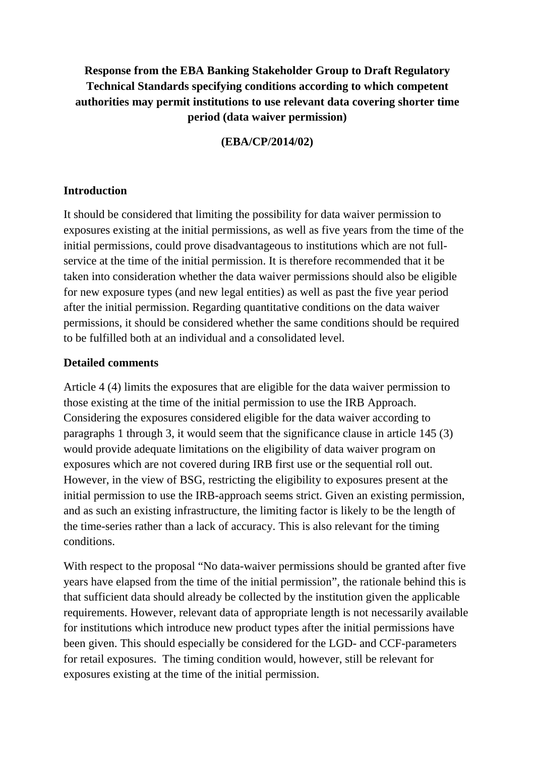**Response from the EBA Banking Stakeholder Group to Draft Regulatory Technical Standards specifying conditions according to which competent authorities may permit institutions to use relevant data covering shorter time period (data waiver permission)**

**(EBA/CP/2014/02)**

## Introduction

It should be considered that limiting the possibility for data waiver permission to exposures existing at the initial permissions, as well as five years from the time of the initial permissions, could prove disadvantageous to institutions which are not full-service at the time of the initial permission. It is therefore recommended that it be taken into consideration whether the data waiver permissions should also be eligible for new exposure types (and new legal entities) as well as past the five year period after the initial permission. Regarding quantitative conditions on the data waiver permissions, it should be considered whether the same conditions should be required to be fulfilled both at an individual and a consolidated level.

## Detailed comments

Article 4 (4) limits the exposures that are eligible for the data waiver permission to those existing at the time of the initial permission to use the IRB Approach. Considering the exposures considered eligible for the data waiver according to paragraphs 1 through 3, it would seem that the significance clause in article 145 (3) would provide adequate limitations on the eligibility of data waiver program on exposures which are not covered during IRB first use or the sequential roll out. However, in the view of BSG, restricting the eligibility to exposures present at the initial permission to use the IRB-approach seems strict. Given an existing permission, and as such an existing infrastructure, the limiting factor is likely to be the length of the time-series rather than a lack of accuracy. This is also relevant for the timing conditions.

With respect to the proposal "No data-waiver permissions should be granted after five years have elapsed from the time of the initial permission", the rationale behind this is that sufficient data should already be collected by the institution given the applicable requirements. However, relevant data of appropriate length is not necessarily available for institutions which introduce new product types after the initial permissions have been given. This should especially be considered for the LGD- and CCF-parameters for retail exposures. The timing condition would, however, still be relevant for exposures existing at the time of the initial permission.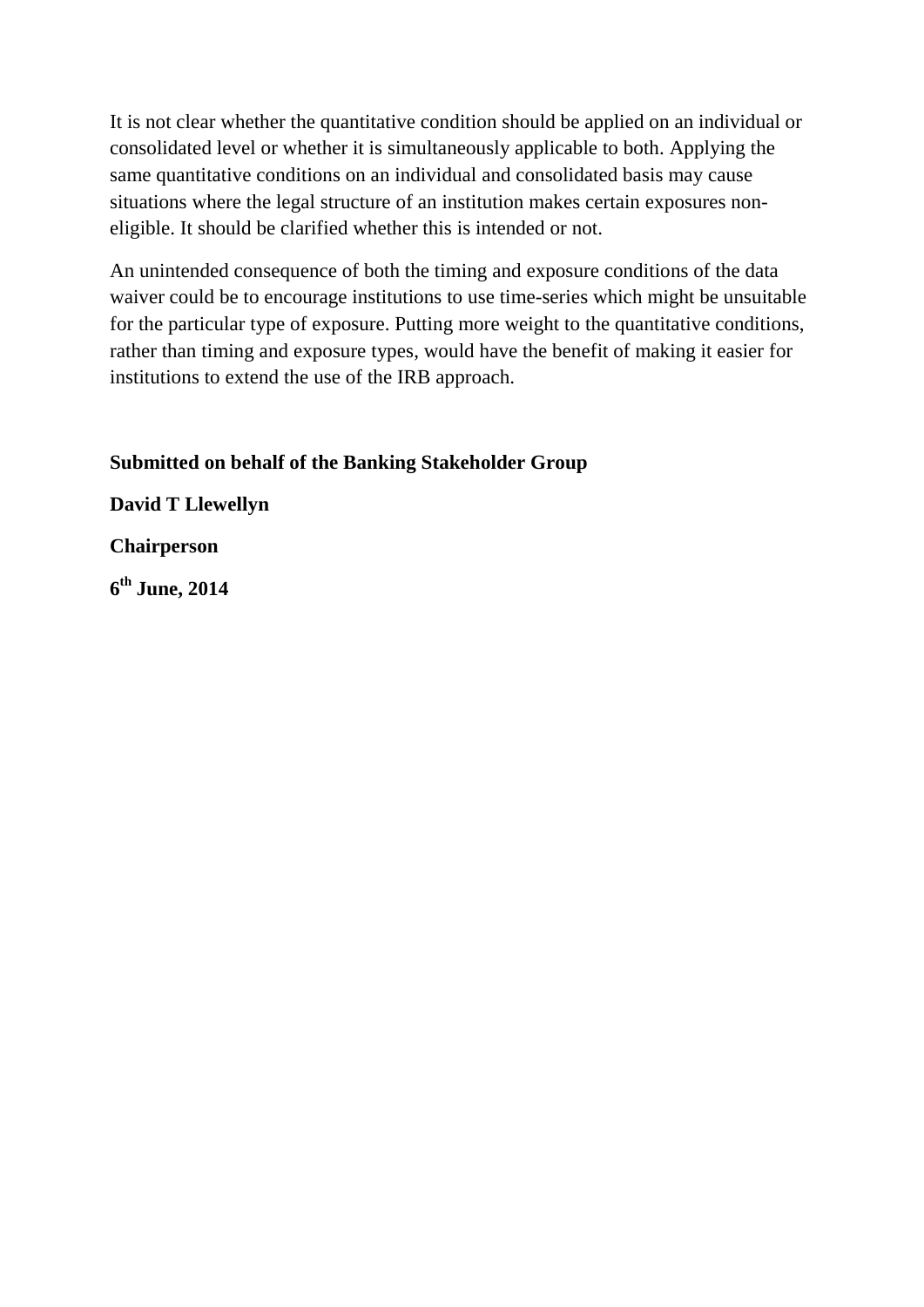It is not clear whether the quantitative condition should be applied on an individual or consolidated level or whether it is simultaneously applicable to both. Applying the same quantitative conditions on an individual and consolidated basis may cause situations where the legal structure of an institution makes certain exposures non-eligible. It should be clarified whether this is intended or not.

An unintended consequence of both the timing and exposure conditions of the data waiver could be to encourage institutions to use time-series which might be unsuitable for the particular type of exposure. Putting more weight to the quantitative conditions, rather than timing and exposure types, would have the benefit of making it easier for institutions to extend the use of the IRB approach.

**Submitted on behalf of the Banking Stakeholder Group**

**David T Llewellyn**

**Chairperson**

**6th June, 2014**